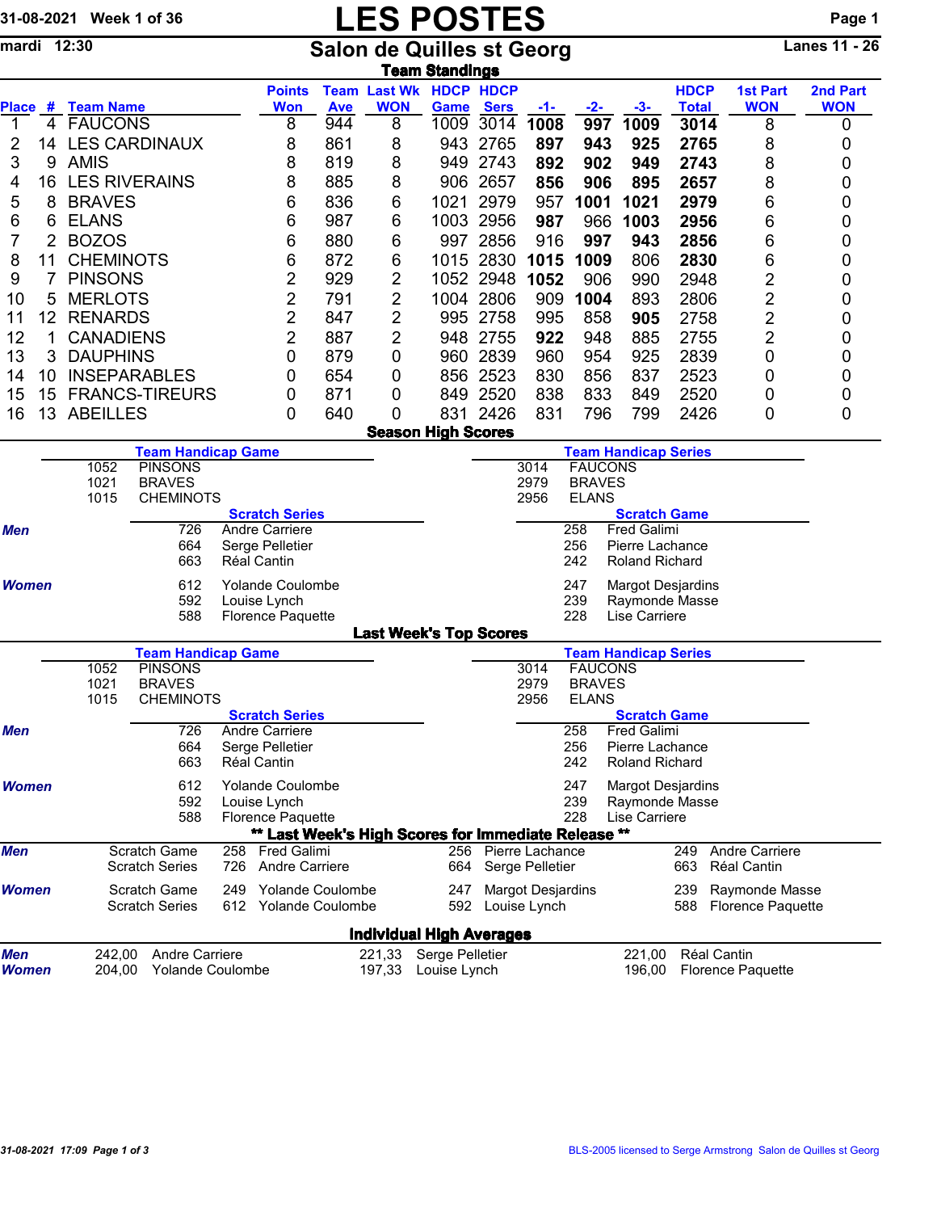31-08-2021 Week 1 of 36

# LES POSTES

mardi 12:30

## Salon de Quilles st Georg

Lanes 11 - 26

### Team Standings

| Place | # | Team Name | Points Won | Team Ave | Last Wk WON | HDCP Game | HDCP Sers | -1- | -2- | -3- | HDCP Total | 1st Part WON | 2nd Part WON |
|---|---|---|---|---|---|---|---|---|---|---|---|---|---|
| 1 | 4 | FAUCONS | 8 | 944 | 8 | 1009 | 3014 | **1008** | **997** | **1009** | **3014** | 8 | 0 |
| 2 | 14 | LES CARDINAUX | 8 | 861 | 8 | 943 | 2765 | **897** | **943** | **925** | **2765** | 8 | 0 |
| 3 | 9 | AMIS | 8 | 819 | 8 | 949 | 2743 | **892** | **902** | **949** | **2743** | 8 | 0 |
| 4 | 16 | LES RIVERAINS | 8 | 885 | 8 | 906 | 2657 | **856** | **906** | **895** | **2657** | 8 | 0 |
| 5 | 8 | BRAVES | 6 | 836 | 6 | 1021 | 2979 | 957 | **1001** | **1021** | **2979** | 6 | 0 |
| 6 | 6 | ELANS | 6 | 987 | 6 | 1003 | 2956 | **987** | 966 | **1003** | **2956** | 6 | 0 |
| 7 | 2 | BOZOS | 6 | 880 | 6 | 997 | 2856 | 916 | **997** | **943** | **2856** | 6 | 0 |
| 8 | 11 | CHEMINOTS | 6 | 872 | 6 | 1015 | 2830 | **1015** | **1009** | 806 | **2830** | 6 | 0 |
| 9 | 7 | PINSONS | 2 | 929 | 2 | 1052 | 2948 | **1052** | 906 | 990 | 2948 | 2 | 0 |
| 10 | 5 | MERLOTS | 2 | 791 | 2 | 1004 | 2806 | 909 | **1004** | 893 | 2806 | 2 | 0 |
| 11 | 12 | RENARDS | 2 | 847 | 2 | 995 | 2758 | 995 | 858 | **905** | 2758 | 2 | 0 |
| 12 | 1 | CANADIENS | 2 | 887 | 2 | 948 | 2755 | **922** | 948 | 885 | 2755 | 2 | 0 |
| 13 | 3 | DAUPHINS | 0 | 879 | 0 | 960 | 2839 | 960 | 954 | 925 | 2839 | 0 | 0 |
| 14 | 10 | INSEPARABLES | 0 | 654 | 0 | 856 | 2523 | 830 | 856 | 837 | 2523 | 0 | 0 |
| 15 | 15 | FRANCS-TIREURS | 0 | 871 | 0 | 849 | 2520 | 838 | 833 | 849 | 2520 | 0 | 0 |
| 16 | 13 | ABEILLES | 0 | 640 | 0 | 831 | 2426 | 831 | 796 | 799 | 2426 | 0 | 0 |

### Season High Scores

**Team Handicap Game**

| | |
|---|---|
| 1052 | PINSONS |
| 1021 | BRAVES |
| 1015 | CHEMINOTS |

**Team Handicap Series**

| | |
|---|---|
| 3014 | FAUCONS |
| 2979 | BRAVES |
| 2956 | ELANS |

| | Scratch Series | | Scratch Game | |
|---|---|---|---|---|
| ***Men*** | 726 | Andre Carriere | 258 | Fred Galimi |
| | 664 | Serge Pelletier | 256 | Pierre Lachance |
| | 663 | Réal Cantin | 242 | Roland Richard |
| ***Women*** | 612 | Yolande Coulombe | 247 | Margot Desjardins |
| | 592 | Louise Lynch | 239 | Raymonde Masse |
| | 588 | Florence Paquette | 228 | Lise Carriere |

### Last Week's Top Scores

**Team Handicap Game**

| | |
|---|---|
| 1052 | PINSONS |
| 1021 | BRAVES |
| 1015 | CHEMINOTS |

**Team Handicap Series**

| | |
|---|---|
| 3014 | FAUCONS |
| 2979 | BRAVES |
| 2956 | ELANS |

| | Scratch Series | | Scratch Game | |
|---|---|---|---|---|
| ***Men*** | 726 | Andre Carriere | 258 | Fred Galimi |
| | 664 | Serge Pelletier | 256 | Pierre Lachance |
| | 663 | Réal Cantin | 242 | Roland Richard |
| ***Women*** | 612 | Yolande Coulombe | 247 | Margot Desjardins |
| | 592 | Louise Lynch | 239 | Raymonde Masse |
| | 588 | Florence Paquette | 228 | Lise Carriere |

### ** Last Week's High Scores for Immediate Release **

| | | | | | | | |
|---|---|---|---|---|---|---|---|
| ***Men*** | Scratch Game | 258 | Fred Galimi | 256 | Pierre Lachance | 249 | Andre Carriere |
| | Scratch Series | 726 | Andre Carriere | 664 | Serge Pelletier | 663 | Réal Cantin |
| ***Women*** | Scratch Game | 249 | Yolande Coulombe | 247 | Margot Desjardins | 239 | Raymonde Masse |
| | Scratch Series | 612 | Yolande Coulombe | 592 | Louise Lynch | 588 | Florence Paquette |

### Individual High Averages

| | | | | | | |
|---|---|---|---|---|---|---|
| ***Men*** | 242,00 | Andre Carriere | 221,33 | Serge Pelletier | 221,00 | Réal Cantin |
| ***Women*** | 204,00 | Yolande Coulombe | 197,33 | Louise Lynch | 196,00 | Florence Paquette |

31-08-2021 17:09

BLS-2005 licensed to Serge Armstrong Salon de Quilles st Georg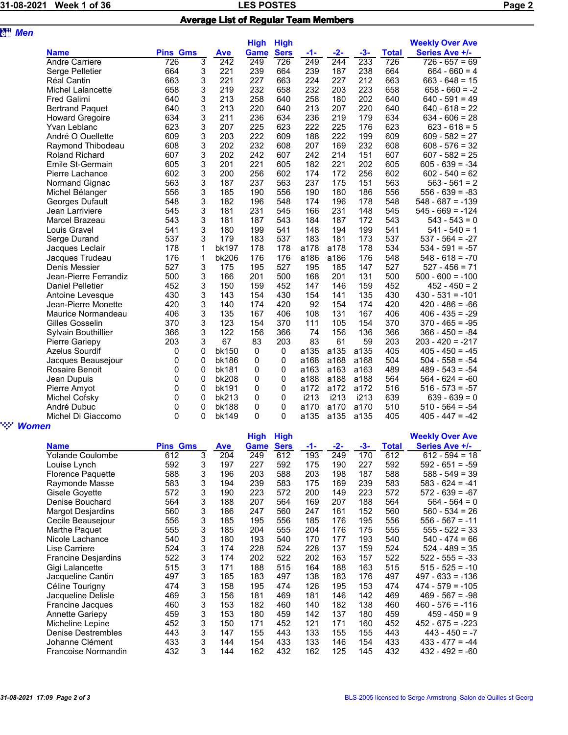## Average List of Regular Team Members

### Men

| Name | Pins | Gms | Ave | High Game | High Sers | -1- | -2- | -3- | Total | Weekly Over Ave Series Ave +/- |
|---|---|---|---|---|---|---|---|---|---|---|
| Andre Carriere | 726 | 3 | 242 | 249 | 726 | 249 | 244 | 233 | 726 | 726 - 657 = 69 |
| Serge Pelletier | 664 | 3 | 221 | 239 | 664 | 239 | 187 | 238 | 664 | 664 - 660 = 4 |
| Réal Cantin | 663 | 3 | 221 | 227 | 663 | 224 | 227 | 212 | 663 | 663 - 648 = 15 |
| Michel Lalancette | 658 | 3 | 219 | 232 | 658 | 232 | 203 | 223 | 658 | 658 - 660 = -2 |
| Fred Galimi | 640 | 3 | 213 | 258 | 640 | 258 | 180 | 202 | 640 | 640 - 591 = 49 |
| Bertrand Paquet | 640 | 3 | 213 | 220 | 640 | 213 | 207 | 220 | 640 | 640 - 618 = 22 |
| Howard Gregoire | 634 | 3 | 211 | 236 | 634 | 236 | 219 | 179 | 634 | 634 - 606 = 28 |
| Yvan Leblanc | 623 | 3 | 207 | 225 | 623 | 222 | 225 | 176 | 623 | 623 - 618 = 5 |
| André O Ouellette | 609 | 3 | 203 | 222 | 609 | 188 | 222 | 199 | 609 | 609 - 582 = 27 |
| Raymond Thibodeau | 608 | 3 | 202 | 232 | 608 | 207 | 169 | 232 | 608 | 608 - 576 = 32 |
| Roland Richard | 607 | 3 | 202 | 242 | 607 | 242 | 214 | 151 | 607 | 607 - 582 = 25 |
| Emile St-Germain | 605 | 3 | 201 | 221 | 605 | 182 | 221 | 202 | 605 | 605 - 639 = -34 |
| Pierre Lachance | 602 | 3 | 200 | 256 | 602 | 174 | 172 | 256 | 602 | 602 - 540 = 62 |
| Normand Gignac | 563 | 3 | 187 | 237 | 563 | 237 | 175 | 151 | 563 | 563 - 561 = 2 |
| Michel Bélanger | 556 | 3 | 185 | 190 | 556 | 190 | 180 | 186 | 556 | 556 - 639 = -83 |
| Georges Dufault | 548 | 3 | 182 | 196 | 548 | 174 | 196 | 178 | 548 | 548 - 687 = -139 |
| Jean Larriviere | 545 | 3 | 181 | 231 | 545 | 166 | 231 | 148 | 545 | 545 - 669 = -124 |
| Marcel Brazeau | 543 | 3 | 181 | 187 | 543 | 184 | 187 | 172 | 543 | 543 - 543 = 0 |
| Louis Gravel | 541 | 3 | 180 | 199 | 541 | 148 | 194 | 199 | 541 | 541 - 540 = 1 |
| Serge Durand | 537 | 3 | 179 | 183 | 537 | 183 | 181 | 173 | 537 | 537 - 564 = -27 |
| Jacques Leclair | 178 | 1 | bk197 | 178 | 178 | a178 | a178 | 178 | 534 | 534 - 591 = -57 |
| Jacques Trudeau | 176 | 1 | bk206 | 176 | 176 | a186 | a186 | 176 | 548 | 548 - 618 = -70 |
| Denis Messier | 527 | 3 | 175 | 195 | 527 | 195 | 185 | 147 | 527 | 527 - 456 = 71 |
| Jean-Pierre Ferrandiz | 500 | 3 | 166 | 201 | 500 | 168 | 201 | 131 | 500 | 500 - 600 = -100 |
| Daniel Pelletier | 452 | 3 | 150 | 159 | 452 | 147 | 146 | 159 | 452 | 452 - 450 = 2 |
| Antoine Levesque | 430 | 3 | 143 | 154 | 430 | 154 | 141 | 135 | 430 | 430 - 531 = -101 |
| Jean-Pierre Monette | 420 | 3 | 140 | 174 | 420 | 92 | 154 | 174 | 420 | 420 - 486 = -66 |
| Maurice Normandeau | 406 | 3 | 135 | 167 | 406 | 108 | 131 | 167 | 406 | 406 - 435 = -29 |
| Gilles Gosselin | 370 | 3 | 123 | 154 | 370 | 111 | 105 | 154 | 370 | 370 - 465 = -95 |
| Sylvain Bouthillier | 366 | 3 | 122 | 156 | 366 | 74 | 156 | 136 | 366 | 366 - 450 = -84 |
| Pierre Gariepy | 203 | 3 | 67 | 83 | 203 | 83 | 61 | 59 | 203 | 203 - 420 = -217 |
| Azelus Sourdif | 0 | 0 | bk150 | 0 | 0 | a135 | a135 | a135 | 405 | 405 - 450 = -45 |
| Jacques Beausejour | 0 | 0 | bk186 | 0 | 0 | a168 | a168 | a168 | 504 | 504 - 558 = -54 |
| Rosaire Benoit | 0 | 0 | bk181 | 0 | 0 | a163 | a163 | a163 | 489 | 489 - 543 = -54 |
| Jean Dupuis | 0 | 0 | bk208 | 0 | 0 | a188 | a188 | a188 | 564 | 564 - 624 = -60 |
| Pierre Amyot | 0 | 0 | bk191 | 0 | 0 | a172 | a172 | a172 | 516 | 516 - 573 = -57 |
| Michel Cofsky | 0 | 0 | bk213 | 0 | 0 | i213 | i213 | i213 | 639 | 639 - 639 = 0 |
| André Dubuc | 0 | 0 | bk188 | 0 | 0 | a170 | a170 | a170 | 510 | 510 - 564 = -54 |
| Michel Di Giaccomo | 0 | 0 | bk149 | 0 | 0 | a135 | a135 | a135 | 405 | 405 - 447 = -42 |

### Women

| Name | Pins | Gms | Ave | High Game | High Sers | -1- | -2- | -3- | Total | Weekly Over Ave Series Ave +/- |
|---|---|---|---|---|---|---|---|---|---|---|
| Yolande Coulombe | 612 | 3 | 204 | 249 | 612 | 193 | 249 | 170 | 612 | 612 - 594 = 18 |
| Louise Lynch | 592 | 3 | 197 | 227 | 592 | 175 | 190 | 227 | 592 | 592 - 651 = -59 |
| Florence Paquette | 588 | 3 | 196 | 203 | 588 | 203 | 198 | 187 | 588 | 588 - 549 = 39 |
| Raymonde Masse | 583 | 3 | 194 | 239 | 583 | 175 | 169 | 239 | 583 | 583 - 624 = -41 |
| Gisele Goyette | 572 | 3 | 190 | 223 | 572 | 200 | 149 | 223 | 572 | 572 - 639 = -67 |
| Denise Bouchard | 564 | 3 | 188 | 207 | 564 | 169 | 207 | 188 | 564 | 564 - 564 = 0 |
| Margot Desjardins | 560 | 3 | 186 | 247 | 560 | 247 | 161 | 152 | 560 | 560 - 534 = 26 |
| Cecile Beausejour | 556 | 3 | 185 | 195 | 556 | 185 | 176 | 195 | 556 | 556 - 567 = -11 |
| Marthe Paquet | 555 | 3 | 185 | 204 | 555 | 204 | 176 | 175 | 555 | 555 - 522 = 33 |
| Nicole Lachance | 540 | 3 | 180 | 193 | 540 | 170 | 177 | 193 | 540 | 540 - 474 = 66 |
| Lise Carriere | 524 | 3 | 174 | 228 | 524 | 228 | 137 | 159 | 524 | 524 - 489 = 35 |
| Francine Desjardins | 522 | 3 | 174 | 202 | 522 | 202 | 163 | 157 | 522 | 522 - 555 = -33 |
| Gigi Lalancette | 515 | 3 | 171 | 188 | 515 | 164 | 188 | 163 | 515 | 515 - 525 = -10 |
| Jacqueline Cantin | 497 | 3 | 165 | 183 | 497 | 138 | 183 | 176 | 497 | 497 - 633 = -136 |
| Céline Tourigny | 474 | 3 | 158 | 195 | 474 | 126 | 195 | 153 | 474 | 474 - 579 = -105 |
| Jacqueline Delisle | 469 | 3 | 156 | 181 | 469 | 181 | 146 | 142 | 469 | 469 - 567 = -98 |
| Francine Jacques | 460 | 3 | 153 | 182 | 460 | 140 | 182 | 138 | 460 | 460 - 576 = -116 |
| Annette Gariepy | 459 | 3 | 153 | 180 | 459 | 142 | 137 | 180 | 459 | 459 - 450 = 9 |
| Micheline Lepine | 452 | 3 | 150 | 171 | 452 | 121 | 171 | 160 | 452 | 452 - 675 = -223 |
| Denise Destrembles | 443 | 3 | 147 | 155 | 443 | 133 | 155 | 155 | 443 | 443 - 450 = -7 |
| Johanne Clément | 433 | 3 | 144 | 154 | 433 | 133 | 146 | 154 | 433 | 433 - 477 = -44 |
| Francoise Normandin | 432 | 3 | 144 | 162 | 432 | 162 | 125 | 145 | 432 | 432 - 492 = -60 |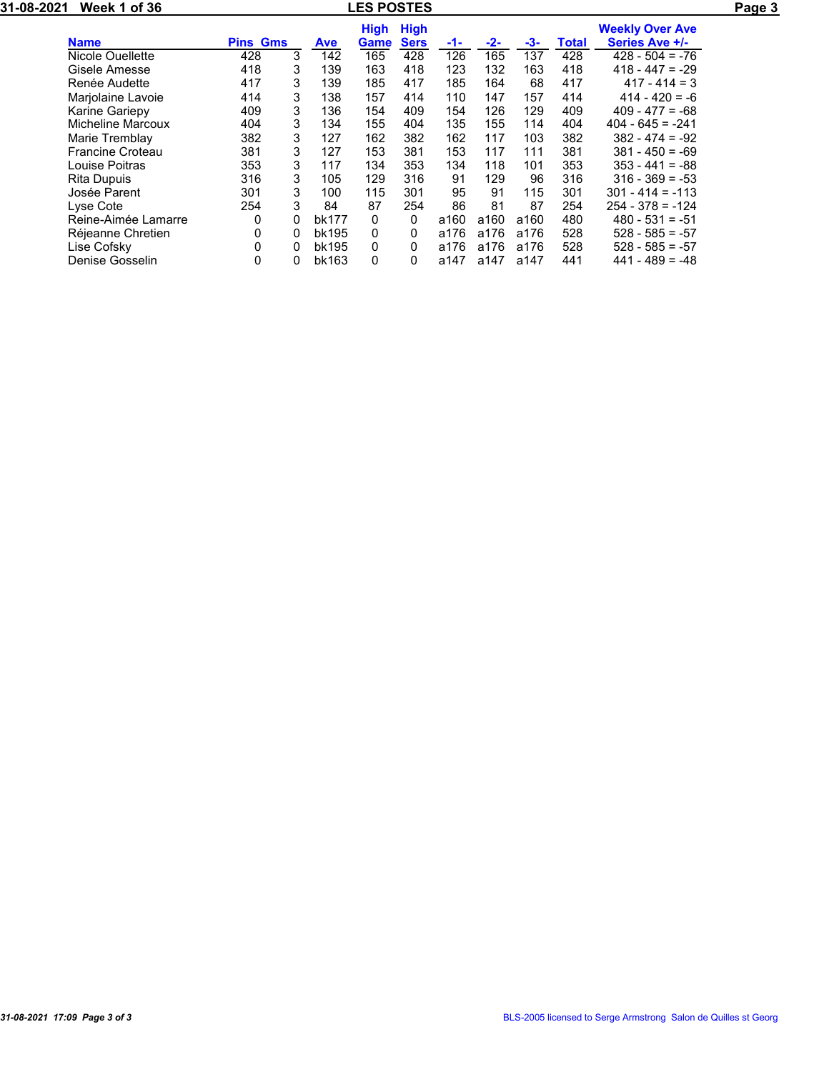# LES POSTES

31-08-2021 Week 1 of 36

| Name | Pins | Gms | Ave | High Game | High Sers | -1- | -2- | -3- | Total | Weekly Over Ave Series Ave +/- |
|---|---|---|---|---|---|---|---|---|---|---|
| Nicole Ouellette | 428 | 3 | 142 | 165 | 428 | 126 | 165 | 137 | 428 | 428 - 504 = -76 |
| Gisele Amesse | 418 | 3 | 139 | 163 | 418 | 123 | 132 | 163 | 418 | 418 - 447 = -29 |
| Renée Audette | 417 | 3 | 139 | 185 | 417 | 185 | 164 | 68 | 417 | 417 - 414 = 3 |
| Marjolaine Lavoie | 414 | 3 | 138 | 157 | 414 | 110 | 147 | 157 | 414 | 414 - 420 = -6 |
| Karine Gariepy | 409 | 3 | 136 | 154 | 409 | 154 | 126 | 129 | 409 | 409 - 477 = -68 |
| Micheline Marcoux | 404 | 3 | 134 | 155 | 404 | 135 | 155 | 114 | 404 | 404 - 645 = -241 |
| Marie Tremblay | 382 | 3 | 127 | 162 | 382 | 162 | 117 | 103 | 382 | 382 - 474 = -92 |
| Francine Croteau | 381 | 3 | 127 | 153 | 381 | 153 | 117 | 111 | 381 | 381 - 450 = -69 |
| Louise Poitras | 353 | 3 | 117 | 134 | 353 | 134 | 118 | 101 | 353 | 353 - 441 = -88 |
| Rita Dupuis | 316 | 3 | 105 | 129 | 316 | 91 | 129 | 96 | 316 | 316 - 369 = -53 |
| Josée Parent | 301 | 3 | 100 | 115 | 301 | 95 | 91 | 115 | 301 | 301 - 414 = -113 |
| Lyse Cote | 254 | 3 | 84 | 87 | 254 | 86 | 81 | 87 | 254 | 254 - 378 = -124 |
| Reine-Aimée Lamarre | 0 | 0 | bk177 | 0 | 0 | a160 | a160 | a160 | 480 | 480 - 531 = -51 |
| Réjeanne Chretien | 0 | 0 | bk195 | 0 | 0 | a176 | a176 | a176 | 528 | 528 - 585 = -57 |
| Lise Cofsky | 0 | 0 | bk195 | 0 | 0 | a176 | a176 | a176 | 528 | 528 - 585 = -57 |
| Denise Gosselin | 0 | 0 | bk163 | 0 | 0 | a147 | a147 | a147 | 441 | 441 - 489 = -48 |

BLS-2005 licensed to Serge Armstrong Salon de Quilles st Georg